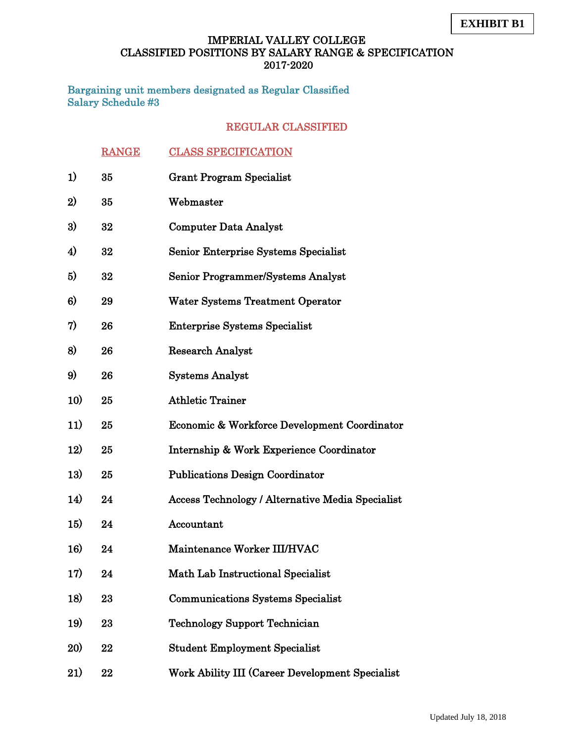**EXHIBIT B1**

# IMPERIAL VALLEY COLLEGE
## CLASSIFIED POSITIONS BY SALARY RANGE & SPECIFICATION
## 2017-2020

Bargaining unit members designated as Regular Classified
Salary Schedule #3

### REGULAR CLASSIFIED

| | RANGE | CLASS SPECIFICATION |
|---|---|---|
| 1) | 35 | Grant Program Specialist |
| 2) | 35 | Webmaster |
| 3) | 32 | Computer Data Analyst |
| 4) | 32 | Senior Enterprise Systems Specialist |
| 5) | 32 | Senior Programmer/Systems Analyst |
| 6) | 29 | Water Systems Treatment Operator |
| 7) | 26 | Enterprise Systems Specialist |
| 8) | 26 | Research Analyst |
| 9) | 26 | Systems Analyst |
| 10) | 25 | Athletic Trainer |
| 11) | 25 | Economic & Workforce Development Coordinator |
| 12) | 25 | Internship & Work Experience Coordinator |
| 13) | 25 | Publications Design Coordinator |
| 14) | 24 | Access Technology / Alternative Media Specialist |
| 15) | 24 | Accountant |
| 16) | 24 | Maintenance Worker III/HVAC |
| 17) | 24 | Math Lab Instructional Specialist |
| 18) | 23 | Communications Systems Specialist |
| 19) | 23 | Technology Support Technician |
| 20) | 22 | Student Employment Specialist |
| 21) | 22 | Work Ability III (Career Development Specialist |

Updated July 18, 2018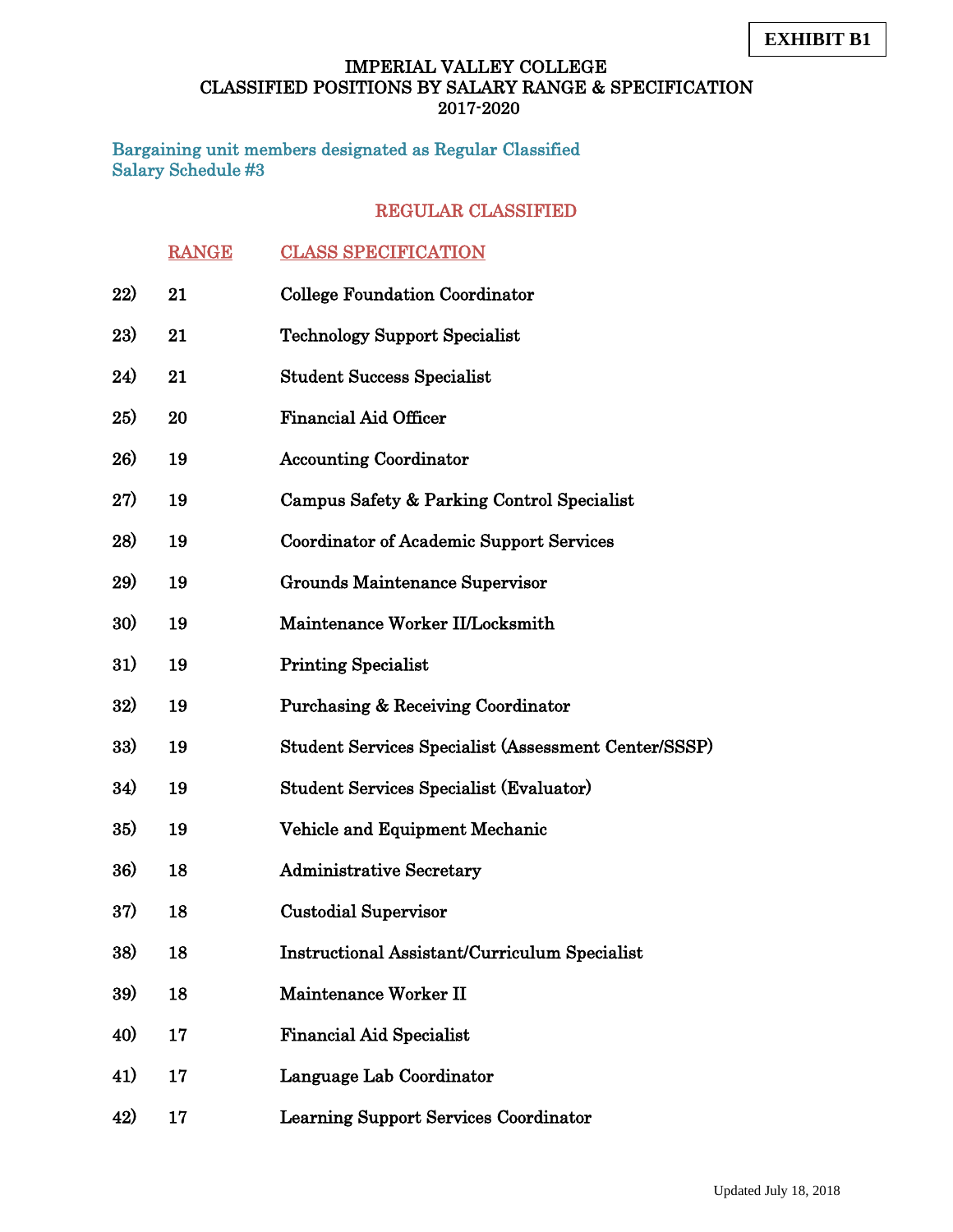**EXHIBIT B1**

# IMPERIAL VALLEY COLLEGE
## CLASSIFIED POSITIONS BY SALARY RANGE & SPECIFICATION
## 2017-2020

**Bargaining unit members designated as Regular Classified**
**Salary Schedule #3**

### REGULAR CLASSIFIED

| | RANGE | CLASS SPECIFICATION |
|---|---|---|
| 22) | 21 | College Foundation Coordinator |
| 23) | 21 | Technology Support Specialist |
| 24) | 21 | Student Success Specialist |
| 25) | 20 | Financial Aid Officer |
| 26) | 19 | Accounting Coordinator |
| 27) | 19 | Campus Safety & Parking Control Specialist |
| 28) | 19 | Coordinator of Academic Support Services |
| 29) | 19 | Grounds Maintenance Supervisor |
| 30) | 19 | Maintenance Worker II/Locksmith |
| 31) | 19 | Printing Specialist |
| 32) | 19 | Purchasing & Receiving Coordinator |
| 33) | 19 | Student Services Specialist (Assessment Center/SSSP) |
| 34) | 19 | Student Services Specialist (Evaluator) |
| 35) | 19 | Vehicle and Equipment Mechanic |
| 36) | 18 | Administrative Secretary |
| 37) | 18 | Custodial Supervisor |
| 38) | 18 | Instructional Assistant/Curriculum Specialist |
| 39) | 18 | Maintenance Worker II |
| 40) | 17 | Financial Aid Specialist |
| 41) | 17 | Language Lab Coordinator |
| 42) | 17 | Learning Support Services Coordinator |

Updated July 18, 2018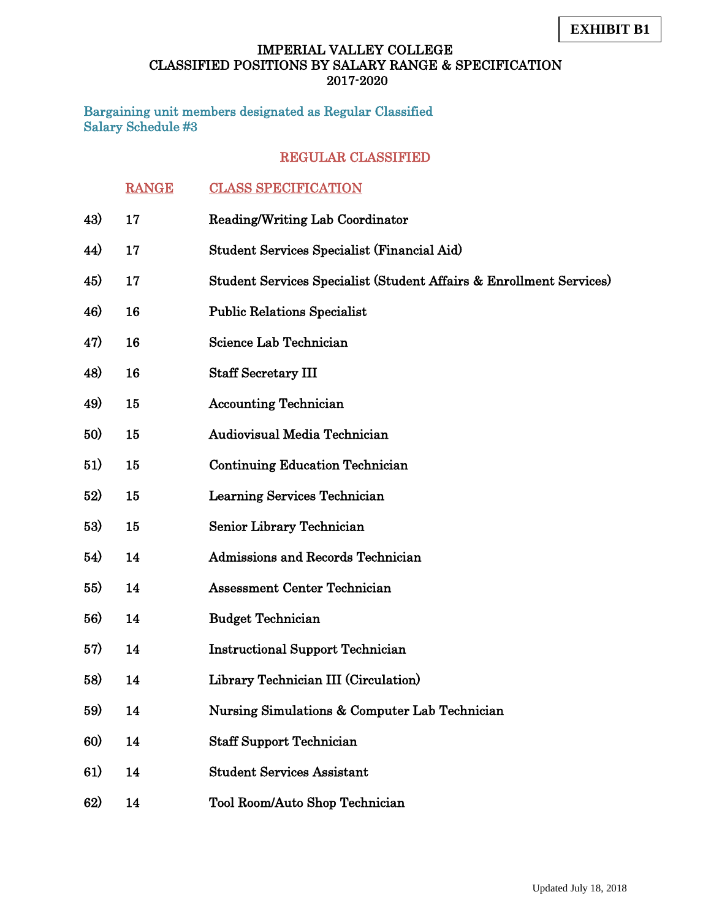**EXHIBIT B1**

# IMPERIAL VALLEY COLLEGE
## CLASSIFIED POSITIONS BY SALARY RANGE & SPECIFICATION
## 2017-2020

**Bargaining unit members designated as Regular Classified**
**Salary Schedule #3**

### REGULAR CLASSIFIED

| | RANGE | CLASS SPECIFICATION |
|---|---|---|
| 43) | 17 | Reading/Writing Lab Coordinator |
| 44) | 17 | Student Services Specialist (Financial Aid) |
| 45) | 17 | Student Services Specialist (Student Affairs & Enrollment Services) |
| 46) | 16 | Public Relations Specialist |
| 47) | 16 | Science Lab Technician |
| 48) | 16 | Staff Secretary III |
| 49) | 15 | Accounting Technician |
| 50) | 15 | Audiovisual Media Technician |
| 51) | 15 | Continuing Education Technician |
| 52) | 15 | Learning Services Technician |
| 53) | 15 | Senior Library Technician |
| 54) | 14 | Admissions and Records Technician |
| 55) | 14 | Assessment Center Technician |
| 56) | 14 | Budget Technician |
| 57) | 14 | Instructional Support Technician |
| 58) | 14 | Library Technician III (Circulation) |
| 59) | 14 | Nursing Simulations & Computer Lab Technician |
| 60) | 14 | Staff Support Technician |
| 61) | 14 | Student Services Assistant |
| 62) | 14 | Tool Room/Auto Shop Technician |

Updated July 18, 2018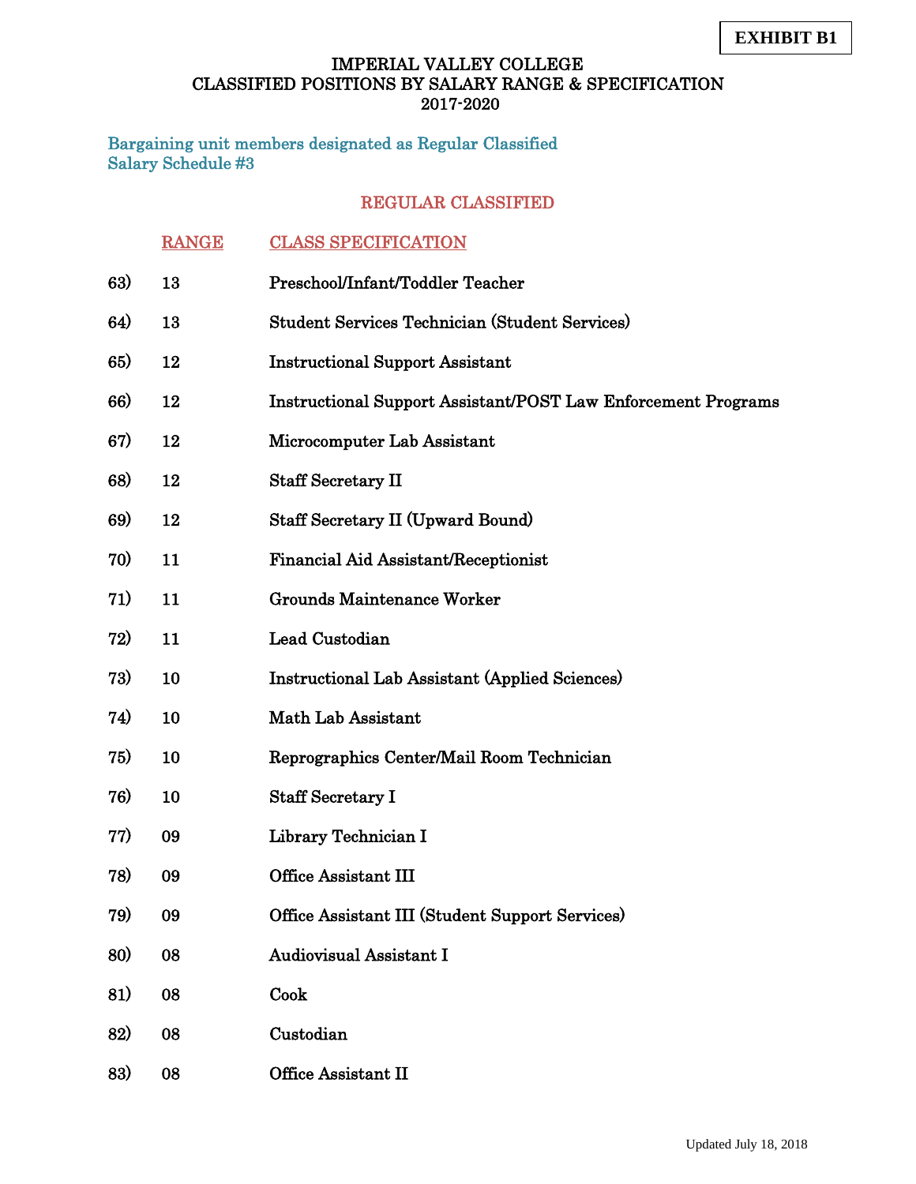**EXHIBIT B1**

# IMPERIAL VALLEY COLLEGE
## CLASSIFIED POSITIONS BY SALARY RANGE & SPECIFICATION
## 2017-2020

**Bargaining unit members designated as Regular Classified**
**Salary Schedule #3**

### REGULAR CLASSIFIED

| | RANGE | CLASS SPECIFICATION |
|---|---|---|
| 63) | 13 | Preschool/Infant/Toddler Teacher |
| 64) | 13 | Student Services Technician (Student Services) |
| 65) | 12 | Instructional Support Assistant |
| 66) | 12 | Instructional Support Assistant/POST Law Enforcement Programs |
| 67) | 12 | Microcomputer Lab Assistant |
| 68) | 12 | Staff Secretary II |
| 69) | 12 | Staff Secretary II (Upward Bound) |
| 70) | 11 | Financial Aid Assistant/Receptionist |
| 71) | 11 | Grounds Maintenance Worker |
| 72) | 11 | Lead Custodian |
| 73) | 10 | Instructional Lab Assistant (Applied Sciences) |
| 74) | 10 | Math Lab Assistant |
| 75) | 10 | Reprographics Center/Mail Room Technician |
| 76) | 10 | Staff Secretary I |
| 77) | 09 | Library Technician I |
| 78) | 09 | Office Assistant III |
| 79) | 09 | Office Assistant III (Student Support Services) |
| 80) | 08 | Audiovisual Assistant I |
| 81) | 08 | Cook |
| 82) | 08 | Custodian |
| 83) | 08 | Office Assistant II |

Updated July 18, 2018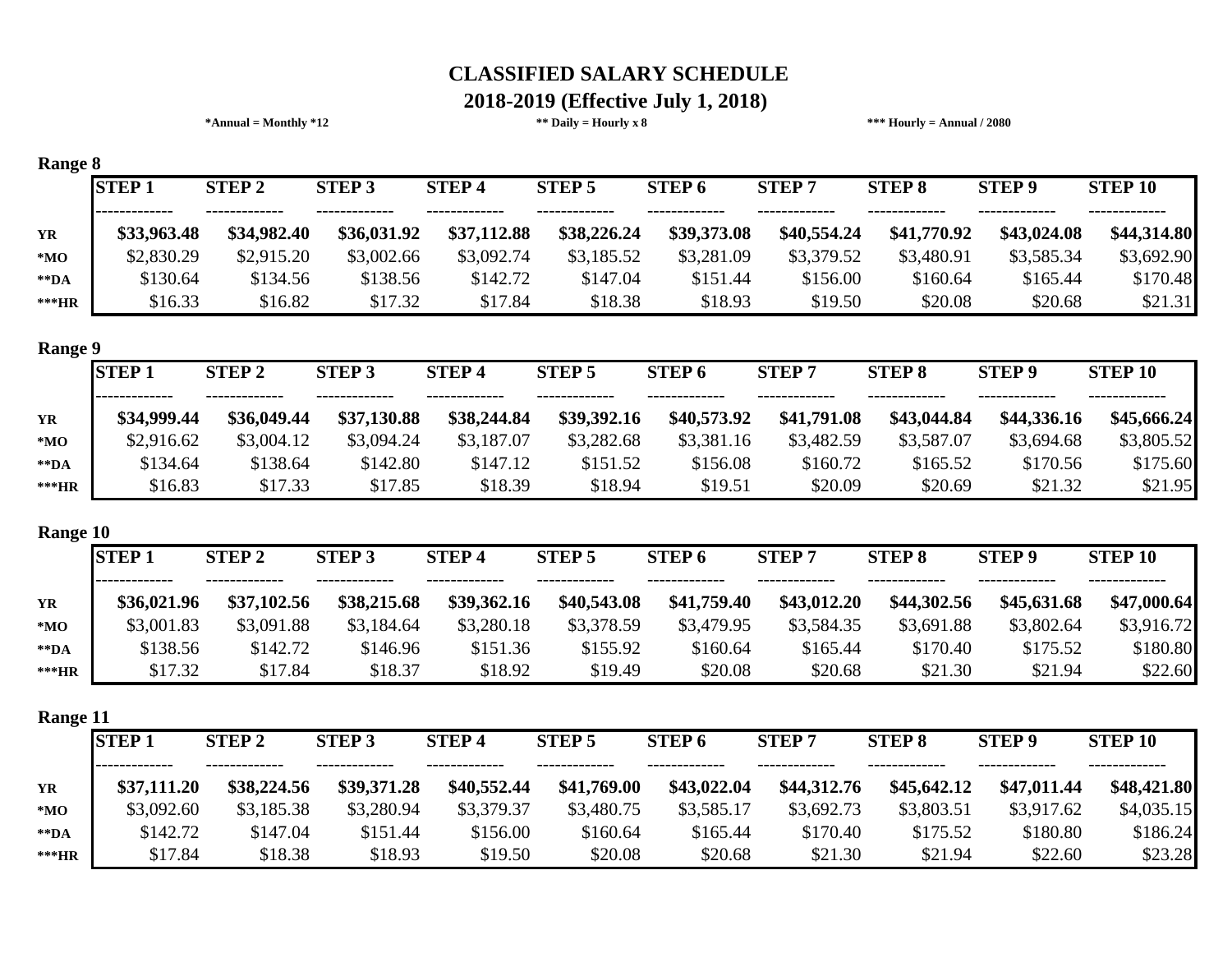# CLASSIFIED SALARY SCHEDULE

## 2018-2019 (Effective July 1, 2018)

*Annual = Monthly *12 &nbsp;&nbsp;&nbsp;&nbsp; ** Daily = Hourly x 8 &nbsp;&nbsp;&nbsp;&nbsp; *** Hourly = Annual / 2080

### Range 8

| | STEP 1 | STEP 2 | STEP 3 | STEP 4 | STEP 5 | STEP 6 | STEP 7 | STEP 8 | STEP 9 | STEP 10 |
|---|---|---|---|---|---|---|---|---|---|---|
| **YR** | **$33,963.48** | **$34,982.40** | **$36,031.92** | **$37,112.88** | **$38,226.24** | **$39,373.08** | **$40,554.24** | **$41,770.92** | **$43,024.08** | **$44,314.80** |
| ***MO** | $2,830.29 | $2,915.20 | $3,002.66 | $3,092.74 | $3,185.52 | $3,281.09 | $3,379.52 | $3,480.91 | $3,585.34 | $3,692.90 |
| ****DA** | $130.64 | $134.56 | $138.56 | $142.72 | $147.04 | $151.44 | $156.00 | $160.64 | $165.44 | $170.48 |
| *****HR** | $16.33 | $16.82 | $17.32 | $17.84 | $18.38 | $18.93 | $19.50 | $20.08 | $20.68 | $21.31 |

### Range 9

| | STEP 1 | STEP 2 | STEP 3 | STEP 4 | STEP 5 | STEP 6 | STEP 7 | STEP 8 | STEP 9 | STEP 10 |
|---|---|---|---|---|---|---|---|---|---|---|
| **YR** | **$34,999.44** | **$36,049.44** | **$37,130.88** | **$38,244.84** | **$39,392.16** | **$40,573.92** | **$41,791.08** | **$43,044.84** | **$44,336.16** | **$45,666.24** |
| ***MO** | $2,916.62 | $3,004.12 | $3,094.24 | $3,187.07 | $3,282.68 | $3,381.16 | $3,482.59 | $3,587.07 | $3,694.68 | $3,805.52 |
| ****DA** | $134.64 | $138.64 | $142.80 | $147.12 | $151.52 | $156.08 | $160.72 | $165.52 | $170.56 | $175.60 |
| *****HR** | $16.83 | $17.33 | $17.85 | $18.39 | $18.94 | $19.51 | $20.09 | $20.69 | $21.32 | $21.95 |

### Range 10

| | STEP 1 | STEP 2 | STEP 3 | STEP 4 | STEP 5 | STEP 6 | STEP 7 | STEP 8 | STEP 9 | STEP 10 |
|---|---|---|---|---|---|---|---|---|---|---|
| **YR** | **$36,021.96** | **$37,102.56** | **$38,215.68** | **$39,362.16** | **$40,543.08** | **$41,759.40** | **$43,012.20** | **$44,302.56** | **$45,631.68** | **$47,000.64** |
| ***MO** | $3,001.83 | $3,091.88 | $3,184.64 | $3,280.18 | $3,378.59 | $3,479.95 | $3,584.35 | $3,691.88 | $3,802.64 | $3,916.72 |
| ****DA** | $138.56 | $142.72 | $146.96 | $151.36 | $155.92 | $160.64 | $165.44 | $170.40 | $175.52 | $180.80 |
| *****HR** | $17.32 | $17.84 | $18.37 | $18.92 | $19.49 | $20.08 | $20.68 | $21.30 | $21.94 | $22.60 |

### Range 11

| | STEP 1 | STEP 2 | STEP 3 | STEP 4 | STEP 5 | STEP 6 | STEP 7 | STEP 8 | STEP 9 | STEP 10 |
|---|---|---|---|---|---|---|---|---|---|---|
| **YR** | **$37,111.20** | **$38,224.56** | **$39,371.28** | **$40,552.44** | **$41,769.00** | **$43,022.04** | **$44,312.76** | **$45,642.12** | **$47,011.44** | **$48,421.80** |
| ***MO** | $3,092.60 | $3,185.38 | $3,280.94 | $3,379.37 | $3,480.75 | $3,585.17 | $3,692.73 | $3,803.51 | $3,917.62 | $4,035.15 |
| ****DA** | $142.72 | $147.04 | $151.44 | $156.00 | $160.64 | $165.44 | $170.40 | $175.52 | $180.80 | $186.24 |
| *****HR** | $17.84 | $18.38 | $18.93 | $19.50 | $20.08 | $20.68 | $21.30 | $21.94 | $22.60 | $23.28 |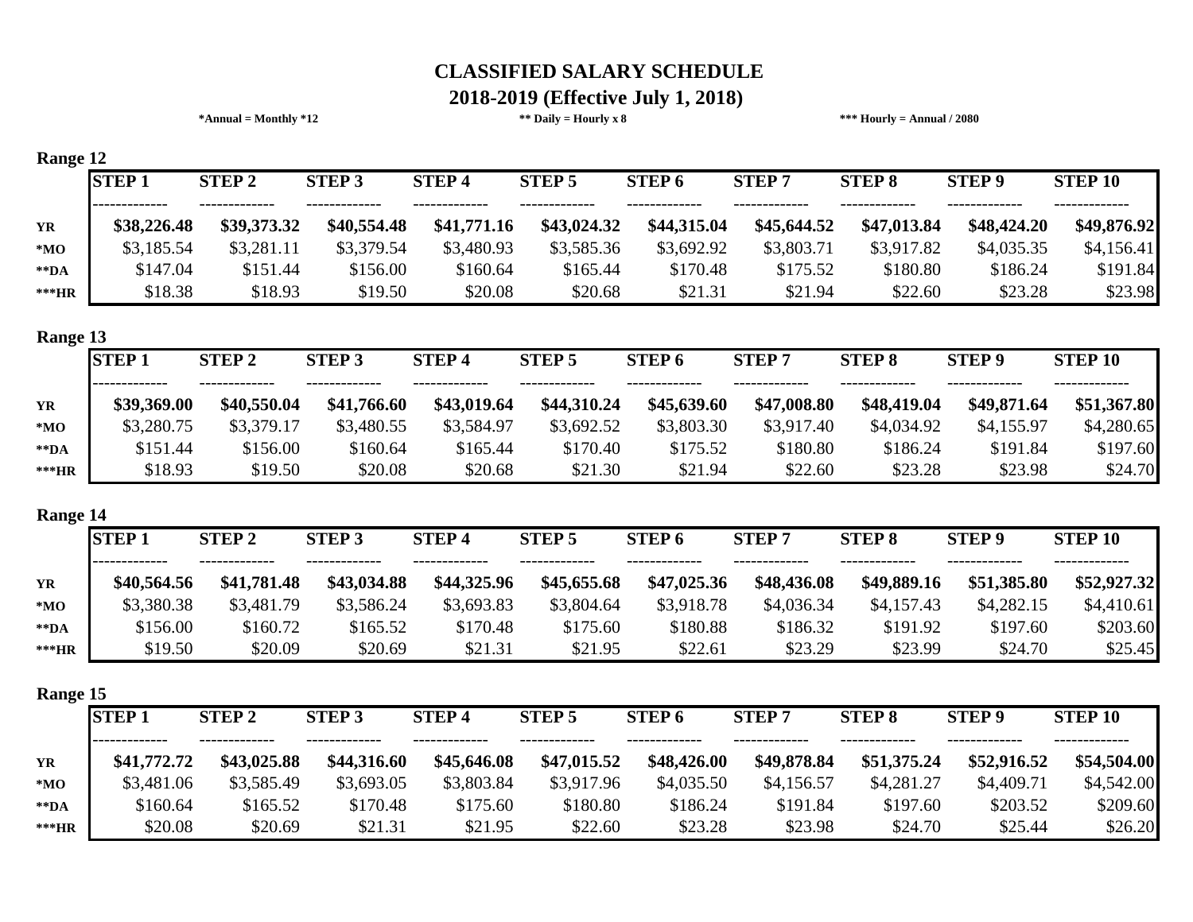# CLASSIFIED SALARY SCHEDULE

## 2018-2019 (Effective July 1, 2018)

**\*Annual = Monthly \*12** **\*\* Daily = Hourly x 8** **\*\*\* Hourly = Annual / 2080**

### Range 12

| | STEP 1 | STEP 2 | STEP 3 | STEP 4 | STEP 5 | STEP 6 | STEP 7 | STEP 8 | STEP 9 | STEP 10 |
|---|---|---|---|---|---|---|---|---|---|---|
| **YR** | **$38,226.48** | **$39,373.32** | **$40,554.48** | **$41,771.16** | **$43,024.32** | **$44,315.04** | **$45,644.52** | **$47,013.84** | **$48,424.20** | **$49,876.92** |
| **\*MO** | $3,185.54 | $3,281.11 | $3,379.54 | $3,480.93 | $3,585.36 | $3,692.92 | $3,803.71 | $3,917.82 | $4,035.35 | $4,156.41 |
| **\*\*DA** | $147.04 | $151.44 | $156.00 | $160.64 | $165.44 | $170.48 | $175.52 | $180.80 | $186.24 | $191.84 |
| **\*\*\*HR** | $18.38 | $18.93 | $19.50 | $20.08 | $20.68 | $21.31 | $21.94 | $22.60 | $23.28 | $23.98 |

### Range 13

| | STEP 1 | STEP 2 | STEP 3 | STEP 4 | STEP 5 | STEP 6 | STEP 7 | STEP 8 | STEP 9 | STEP 10 |
|---|---|---|---|---|---|---|---|---|---|---|
| **YR** | **$39,369.00** | **$40,550.04** | **$41,766.60** | **$43,019.64** | **$44,310.24** | **$45,639.60** | **$47,008.80** | **$48,419.04** | **$49,871.64** | **$51,367.80** |
| **\*MO** | $3,280.75 | $3,379.17 | $3,480.55 | $3,584.97 | $3,692.52 | $3,803.30 | $3,917.40 | $4,034.92 | $4,155.97 | $4,280.65 |
| **\*\*DA** | $151.44 | $156.00 | $160.64 | $165.44 | $170.40 | $175.52 | $180.80 | $186.24 | $191.84 | $197.60 |
| **\*\*\*HR** | $18.93 | $19.50 | $20.08 | $20.68 | $21.30 | $21.94 | $22.60 | $23.28 | $23.98 | $24.70 |

### Range 14

| | STEP 1 | STEP 2 | STEP 3 | STEP 4 | STEP 5 | STEP 6 | STEP 7 | STEP 8 | STEP 9 | STEP 10 |
|---|---|---|---|---|---|---|---|---|---|---|
| **YR** | **$40,564.56** | **$41,781.48** | **$43,034.88** | **$44,325.96** | **$45,655.68** | **$47,025.36** | **$48,436.08** | **$49,889.16** | **$51,385.80** | **$52,927.32** |
| **\*MO** | $3,380.38 | $3,481.79 | $3,586.24 | $3,693.83 | $3,804.64 | $3,918.78 | $4,036.34 | $4,157.43 | $4,282.15 | $4,410.61 |
| **\*\*DA** | $156.00 | $160.72 | $165.52 | $170.48 | $175.60 | $180.88 | $186.32 | $191.92 | $197.60 | $203.60 |
| **\*\*\*HR** | $19.50 | $20.09 | $20.69 | $21.31 | $21.95 | $22.61 | $23.29 | $23.99 | $24.70 | $25.45 |

### Range 15

| | STEP 1 | STEP 2 | STEP 3 | STEP 4 | STEP 5 | STEP 6 | STEP 7 | STEP 8 | STEP 9 | STEP 10 |
|---|---|---|---|---|---|---|---|---|---|---|
| **YR** | **$41,772.72** | **$43,025.88** | **$44,316.60** | **$45,646.08** | **$47,015.52** | **$48,426.00** | **$49,878.84** | **$51,375.24** | **$52,916.52** | **$54,504.00** |
| **\*MO** | $3,481.06 | $3,585.49 | $3,693.05 | $3,803.84 | $3,917.96 | $4,035.50 | $4,156.57 | $4,281.27 | $4,409.71 | $4,542.00 |
| **\*\*DA** | $160.64 | $165.52 | $170.48 | $175.60 | $180.80 | $186.24 | $191.84 | $197.60 | $203.52 | $209.60 |
| **\*\*\*HR** | $20.08 | $20.69 | $21.31 | $21.95 | $22.60 | $23.28 | $23.98 | $24.70 | $25.44 | $26.20 |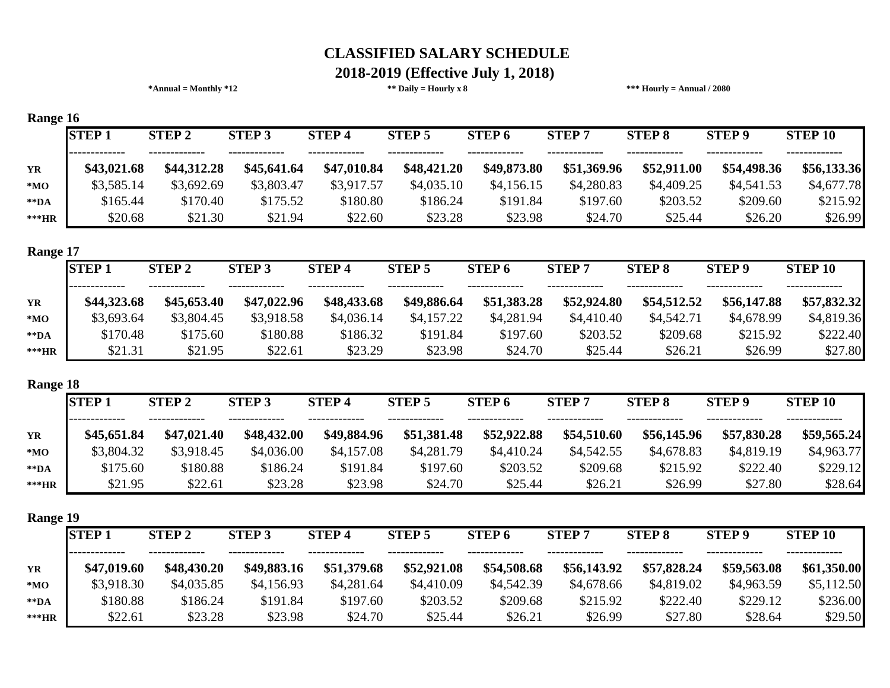# CLASSIFIED SALARY SCHEDULE

## 2018-2019 (Effective July 1, 2018)

**\*Annual = Monthly \*12** **\*\* Daily = Hourly x 8** **\*\*\* Hourly = Annual / 2080**

### Range 16

| | STEP 1 | STEP 2 | STEP 3 | STEP 4 | STEP 5 | STEP 6 | STEP 7 | STEP 8 | STEP 9 | STEP 10 |
|---|---|---|---|---|---|---|---|---|---|---|
| **YR** | **$43,021.68** | **$44,312.28** | **$45,641.64** | **$47,010.84** | **$48,421.20** | **$49,873.80** | **$51,369.96** | **$52,911.00** | **$54,498.36** | **$56,133.36** |
| **\*MO** | $3,585.14 | $3,692.69 | $3,803.47 | $3,917.57 | $4,035.10 | $4,156.15 | $4,280.83 | $4,409.25 | $4,541.53 | $4,677.78 |
| **\*\*DA** | $165.44 | $170.40 | $175.52 | $180.80 | $186.24 | $191.84 | $197.60 | $203.52 | $209.60 | $215.92 |
| **\*\*\*HR** | $20.68 | $21.30 | $21.94 | $22.60 | $23.28 | $23.98 | $24.70 | $25.44 | $26.20 | $26.99 |

### Range 17

| | STEP 1 | STEP 2 | STEP 3 | STEP 4 | STEP 5 | STEP 6 | STEP 7 | STEP 8 | STEP 9 | STEP 10 |
|---|---|---|---|---|---|---|---|---|---|---|
| **YR** | **$44,323.68** | **$45,653.40** | **$47,022.96** | **$48,433.68** | **$49,886.64** | **$51,383.28** | **$52,924.80** | **$54,512.52** | **$56,147.88** | **$57,832.32** |
| **\*MO** | $3,693.64 | $3,804.45 | $3,918.58 | $4,036.14 | $4,157.22 | $4,281.94 | $4,410.40 | $4,542.71 | $4,678.99 | $4,819.36 |
| **\*\*DA** | $170.48 | $175.60 | $180.88 | $186.32 | $191.84 | $197.60 | $203.52 | $209.68 | $215.92 | $222.40 |
| **\*\*\*HR** | $21.31 | $21.95 | $22.61 | $23.29 | $23.98 | $24.70 | $25.44 | $26.21 | $26.99 | $27.80 |

### Range 18

| | STEP 1 | STEP 2 | STEP 3 | STEP 4 | STEP 5 | STEP 6 | STEP 7 | STEP 8 | STEP 9 | STEP 10 |
|---|---|---|---|---|---|---|---|---|---|---|
| **YR** | **$45,651.84** | **$47,021.40** | **$48,432.00** | **$49,884.96** | **$51,381.48** | **$52,922.88** | **$54,510.60** | **$56,145.96** | **$57,830.28** | **$59,565.24** |
| **\*MO** | $3,804.32 | $3,918.45 | $4,036.00 | $4,157.08 | $4,281.79 | $4,410.24 | $4,542.55 | $4,678.83 | $4,819.19 | $4,963.77 |
| **\*\*DA** | $175.60 | $180.88 | $186.24 | $191.84 | $197.60 | $203.52 | $209.68 | $215.92 | $222.40 | $229.12 |
| **\*\*\*HR** | $21.95 | $22.61 | $23.28 | $23.98 | $24.70 | $25.44 | $26.21 | $26.99 | $27.80 | $28.64 |

### Range 19

| | STEP 1 | STEP 2 | STEP 3 | STEP 4 | STEP 5 | STEP 6 | STEP 7 | STEP 8 | STEP 9 | STEP 10 |
|---|---|---|---|---|---|---|---|---|---|---|
| **YR** | **$47,019.60** | **$48,430.20** | **$49,883.16** | **$51,379.68** | **$52,921.08** | **$54,508.68** | **$56,143.92** | **$57,828.24** | **$59,563.08** | **$61,350.00** |
| **\*MO** | $3,918.30 | $4,035.85 | $4,156.93 | $4,281.64 | $4,410.09 | $4,542.39 | $4,678.66 | $4,819.02 | $4,963.59 | $5,112.50 |
| **\*\*DA** | $180.88 | $186.24 | $191.84 | $197.60 | $203.52 | $209.68 | $215.92 | $222.40 | $229.12 | $236.00 |
| **\*\*\*HR** | $22.61 | $23.28 | $23.98 | $24.70 | $25.44 | $26.21 | $26.99 | $27.80 | $28.64 | $29.50 |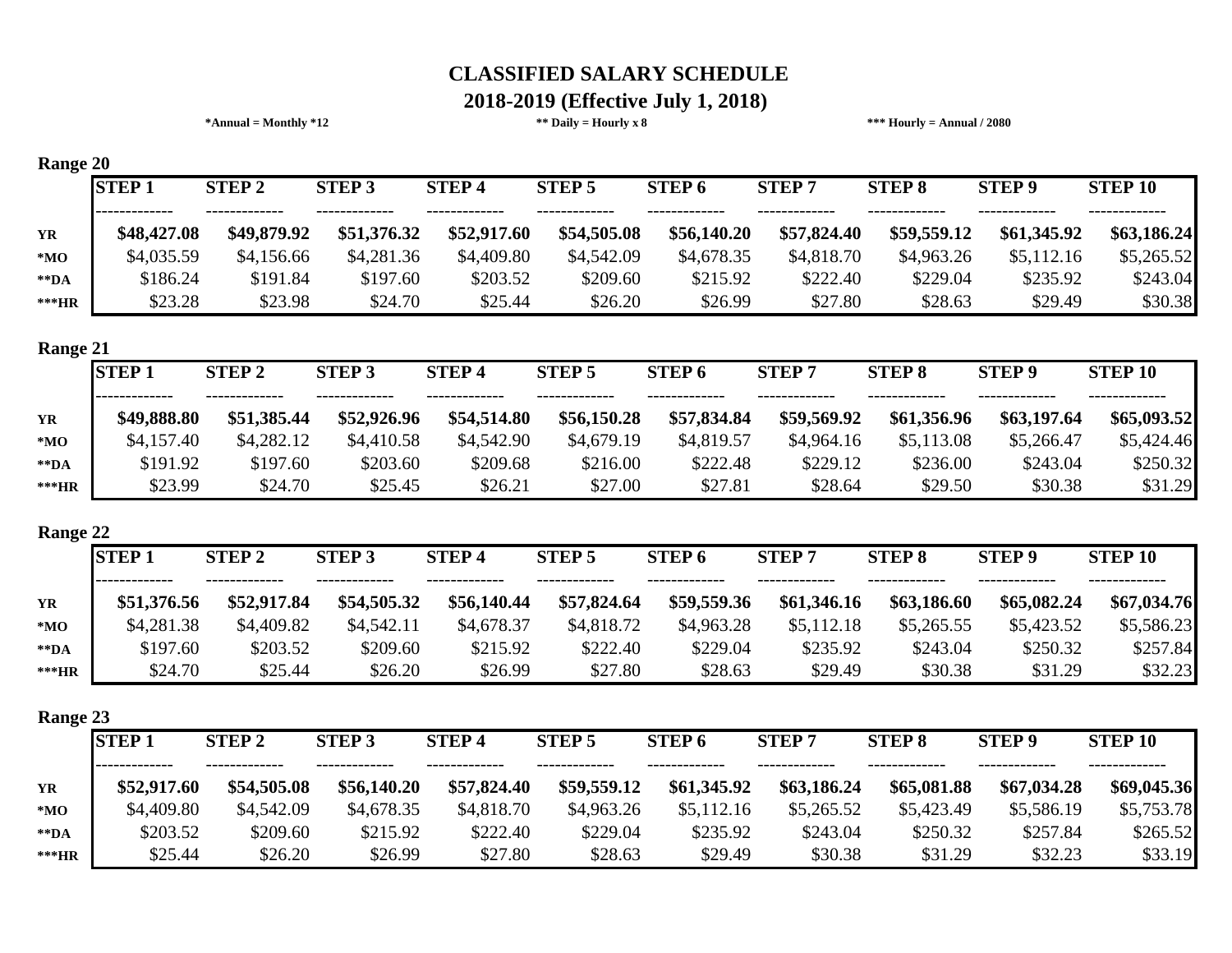# CLASSIFIED SALARY SCHEDULE

## 2018-2019 (Effective July 1, 2018)

**\*Annual = Monthly \*12** **\*\* Daily = Hourly x 8** **\*\*\* Hourly = Annual / 2080**

### Range 20

| | STEP 1 | STEP 2 | STEP 3 | STEP 4 | STEP 5 | STEP 6 | STEP 7 | STEP 8 | STEP 9 | STEP 10 |
|---|---|---|---|---|---|---|---|---|---|---|
| **YR** | **$48,427.08** | **$49,879.92** | **$51,376.32** | **$52,917.60** | **$54,505.08** | **$56,140.20** | **$57,824.40** | **$59,559.12** | **$61,345.92** | **$63,186.24** |
| ***MO** | $4,035.59 | $4,156.66 | $4,281.36 | $4,409.80 | $4,542.09 | $4,678.35 | $4,818.70 | $4,963.26 | $5,112.16 | $5,265.52 |
| ****DA** | $186.24 | $191.84 | $197.60 | $203.52 | $209.60 | $215.92 | $222.40 | $229.04 | $235.92 | $243.04 |
| *****HR** | $23.28 | $23.98 | $24.70 | $25.44 | $26.20 | $26.99 | $27.80 | $28.63 | $29.49 | $30.38 |

### Range 21

| | STEP 1 | STEP 2 | STEP 3 | STEP 4 | STEP 5 | STEP 6 | STEP 7 | STEP 8 | STEP 9 | STEP 10 |
|---|---|---|---|---|---|---|---|---|---|---|
| **YR** | **$49,888.80** | **$51,385.44** | **$52,926.96** | **$54,514.80** | **$56,150.28** | **$57,834.84** | **$59,569.92** | **$61,356.96** | **$63,197.64** | **$65,093.52** |
| ***MO** | $4,157.40 | $4,282.12 | $4,410.58 | $4,542.90 | $4,679.19 | $4,819.57 | $4,964.16 | $5,113.08 | $5,266.47 | $5,424.46 |
| ****DA** | $191.92 | $197.60 | $203.60 | $209.68 | $216.00 | $222.48 | $229.12 | $236.00 | $243.04 | $250.32 |
| *****HR** | $23.99 | $24.70 | $25.45 | $26.21 | $27.00 | $27.81 | $28.64 | $29.50 | $30.38 | $31.29 |

### Range 22

| | STEP 1 | STEP 2 | STEP 3 | STEP 4 | STEP 5 | STEP 6 | STEP 7 | STEP 8 | STEP 9 | STEP 10 |
|---|---|---|---|---|---|---|---|---|---|---|
| **YR** | **$51,376.56** | **$52,917.84** | **$54,505.32** | **$56,140.44** | **$57,824.64** | **$59,559.36** | **$61,346.16** | **$63,186.60** | **$65,082.24** | **$67,034.76** |
| ***MO** | $4,281.38 | $4,409.82 | $4,542.11 | $4,678.37 | $4,818.72 | $4,963.28 | $5,112.18 | $5,265.55 | $5,423.52 | $5,586.23 |
| ****DA** | $197.60 | $203.52 | $209.60 | $215.92 | $222.40 | $229.04 | $235.92 | $243.04 | $250.32 | $257.84 |
| *****HR** | $24.70 | $25.44 | $26.20 | $26.99 | $27.80 | $28.63 | $29.49 | $30.38 | $31.29 | $32.23 |

### Range 23

| | STEP 1 | STEP 2 | STEP 3 | STEP 4 | STEP 5 | STEP 6 | STEP 7 | STEP 8 | STEP 9 | STEP 10 |
|---|---|---|---|---|---|---|---|---|---|---|
| **YR** | **$52,917.60** | **$54,505.08** | **$56,140.20** | **$57,824.40** | **$59,559.12** | **$61,345.92** | **$63,186.24** | **$65,081.88** | **$67,034.28** | **$69,045.36** |
| ***MO** | $4,409.80 | $4,542.09 | $4,678.35 | $4,818.70 | $4,963.26 | $5,112.16 | $5,265.52 | $5,423.49 | $5,586.19 | $5,753.78 |
| ****DA** | $203.52 | $209.60 | $215.92 | $222.40 | $229.04 | $235.92 | $243.04 | $250.32 | $257.84 | $265.52 |
| *****HR** | $25.44 | $26.20 | $26.99 | $27.80 | $28.63 | $29.49 | $30.38 | $31.29 | $32.23 | $33.19 |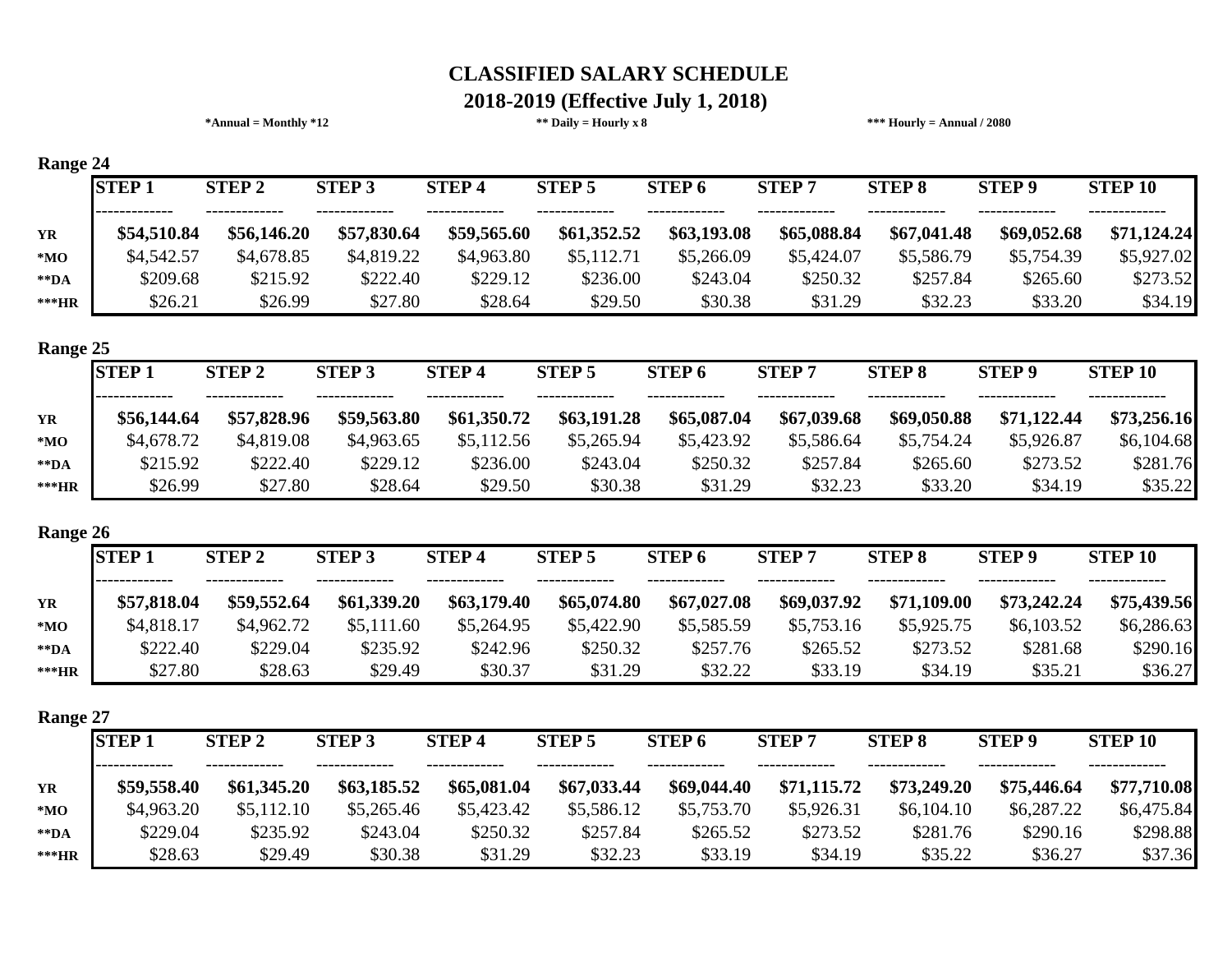# CLASSIFIED SALARY SCHEDULE

## 2018-2019 (Effective July 1, 2018)

**\*Annual = Monthly \*12** **\*\* Daily = Hourly x 8** **\*\*\* Hourly = Annual / 2080**

### Range 24

| | STEP 1 | STEP 2 | STEP 3 | STEP 4 | STEP 5 | STEP 6 | STEP 7 | STEP 8 | STEP 9 | STEP 10 |
|---|---|---|---|---|---|---|---|---|---|---|
| **YR** | **$54,510.84** | **$56,146.20** | **$57,830.64** | **$59,565.60** | **$61,352.52** | **$63,193.08** | **$65,088.84** | **$67,041.48** | **$69,052.68** | **$71,124.24** |
| ***MO** | $4,542.57 | $4,678.85 | $4,819.22 | $4,963.80 | $5,112.71 | $5,266.09 | $5,424.07 | $5,586.79 | $5,754.39 | $5,927.02 |
| ****DA** | $209.68 | $215.92 | $222.40 | $229.12 | $236.00 | $243.04 | $250.32 | $257.84 | $265.60 | $273.52 |
| *****HR** | $26.21 | $26.99 | $27.80 | $28.64 | $29.50 | $30.38 | $31.29 | $32.23 | $33.20 | $34.19 |

### Range 25

| | STEP 1 | STEP 2 | STEP 3 | STEP 4 | STEP 5 | STEP 6 | STEP 7 | STEP 8 | STEP 9 | STEP 10 |
|---|---|---|---|---|---|---|---|---|---|---|
| **YR** | **$56,144.64** | **$57,828.96** | **$59,563.80** | **$61,350.72** | **$63,191.28** | **$65,087.04** | **$67,039.68** | **$69,050.88** | **$71,122.44** | **$73,256.16** |
| ***MO** | $4,678.72 | $4,819.08 | $4,963.65 | $5,112.56 | $5,265.94 | $5,423.92 | $5,586.64 | $5,754.24 | $5,926.87 | $6,104.68 |
| ****DA** | $215.92 | $222.40 | $229.12 | $236.00 | $243.04 | $250.32 | $257.84 | $265.60 | $273.52 | $281.76 |
| *****HR** | $26.99 | $27.80 | $28.64 | $29.50 | $30.38 | $31.29 | $32.23 | $33.20 | $34.19 | $35.22 |

### Range 26

| | STEP 1 | STEP 2 | STEP 3 | STEP 4 | STEP 5 | STEP 6 | STEP 7 | STEP 8 | STEP 9 | STEP 10 |
|---|---|---|---|---|---|---|---|---|---|---|
| **YR** | **$57,818.04** | **$59,552.64** | **$61,339.20** | **$63,179.40** | **$65,074.80** | **$67,027.08** | **$69,037.92** | **$71,109.00** | **$73,242.24** | **$75,439.56** |
| ***MO** | $4,818.17 | $4,962.72 | $5,111.60 | $5,264.95 | $5,422.90 | $5,585.59 | $5,753.16 | $5,925.75 | $6,103.52 | $6,286.63 |
| ****DA** | $222.40 | $229.04 | $235.92 | $242.96 | $250.32 | $257.76 | $265.52 | $273.52 | $281.68 | $290.16 |
| *****HR** | $27.80 | $28.63 | $29.49 | $30.37 | $31.29 | $32.22 | $33.19 | $34.19 | $35.21 | $36.27 |

### Range 27

| | STEP 1 | STEP 2 | STEP 3 | STEP 4 | STEP 5 | STEP 6 | STEP 7 | STEP 8 | STEP 9 | STEP 10 |
|---|---|---|---|---|---|---|---|---|---|---|
| **YR** | **$59,558.40** | **$61,345.20** | **$63,185.52** | **$65,081.04** | **$67,033.44** | **$69,044.40** | **$71,115.72** | **$73,249.20** | **$75,446.64** | **$77,710.08** |
| ***MO** | $4,963.20 | $5,112.10 | $5,265.46 | $5,423.42 | $5,586.12 | $5,753.70 | $5,926.31 | $6,104.10 | $6,287.22 | $6,475.84 |
| ****DA** | $229.04 | $235.92 | $243.04 | $250.32 | $257.84 | $265.52 | $273.52 | $281.76 | $290.16 | $298.88 |
| *****HR** | $28.63 | $29.49 | $30.38 | $31.29 | $32.23 | $33.19 | $34.19 | $35.22 | $36.27 | $37.36 |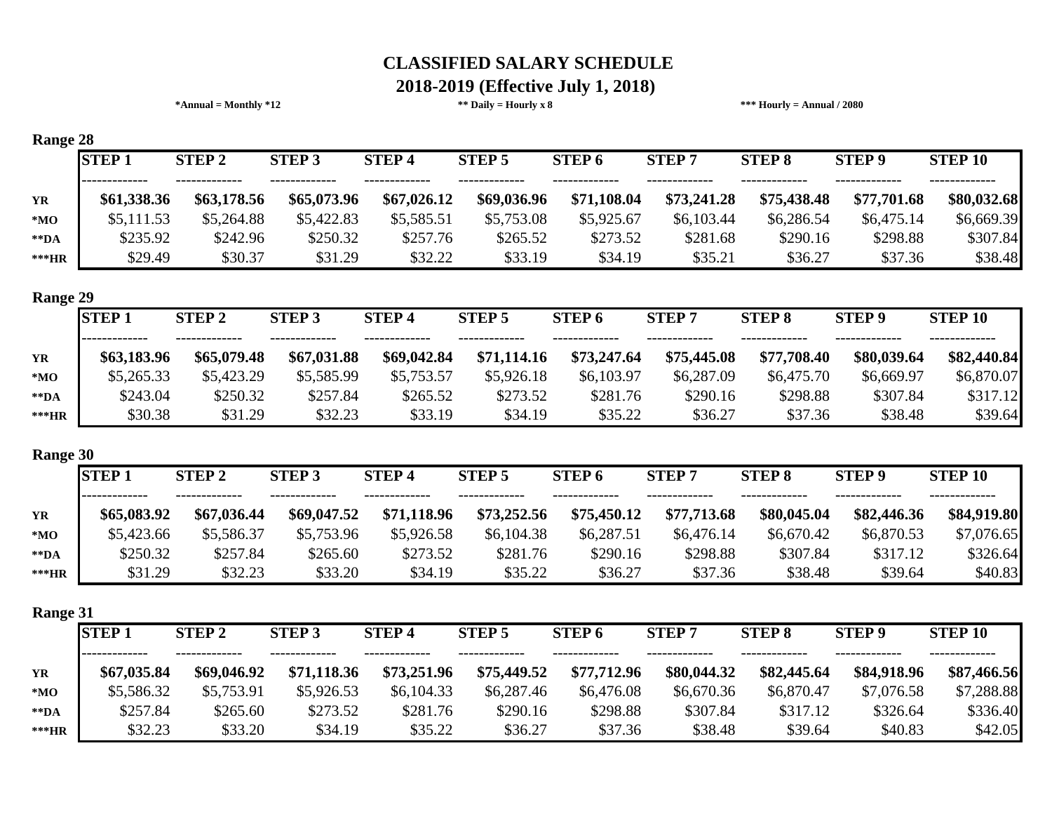# CLASSIFIED SALARY SCHEDULE

## 2018-2019 (Effective July 1, 2018)

**\*Annual = Monthly \*12** **\*\* Daily = Hourly x 8** **\*\*\* Hourly = Annual / 2080**

### Range 28

| | STEP 1 | STEP 2 | STEP 3 | STEP 4 | STEP 5 | STEP 6 | STEP 7 | STEP 8 | STEP 9 | STEP 10 |
|---|---|---|---|---|---|---|---|---|---|---|
| **YR** | **$61,338.36** | **$63,178.56** | **$65,073.96** | **$67,026.12** | **$69,036.96** | **$71,108.04** | **$73,241.28** | **$75,438.48** | **$77,701.68** | **$80,032.68** |
| **\*MO** | $5,111.53 | $5,264.88 | $5,422.83 | $5,585.51 | $5,753.08 | $5,925.67 | $6,103.44 | $6,286.54 | $6,475.14 | $6,669.39 |
| **\*\*DA** | $235.92 | $242.96 | $250.32 | $257.76 | $265.52 | $273.52 | $281.68 | $290.16 | $298.88 | $307.84 |
| **\*\*\*HR** | $29.49 | $30.37 | $31.29 | $32.22 | $33.19 | $34.19 | $35.21 | $36.27 | $37.36 | $38.48 |

### Range 29

| | STEP 1 | STEP 2 | STEP 3 | STEP 4 | STEP 5 | STEP 6 | STEP 7 | STEP 8 | STEP 9 | STEP 10 |
|---|---|---|---|---|---|---|---|---|---|---|
| **YR** | **$63,183.96** | **$65,079.48** | **$67,031.88** | **$69,042.84** | **$71,114.16** | **$73,247.64** | **$75,445.08** | **$77,708.40** | **$80,039.64** | **$82,440.84** |
| **\*MO** | $5,265.33 | $5,423.29 | $5,585.99 | $5,753.57 | $5,926.18 | $6,103.97 | $6,287.09 | $6,475.70 | $6,669.97 | $6,870.07 |
| **\*\*DA** | $243.04 | $250.32 | $257.84 | $265.52 | $273.52 | $281.76 | $290.16 | $298.88 | $307.84 | $317.12 |
| **\*\*\*HR** | $30.38 | $31.29 | $32.23 | $33.19 | $34.19 | $35.22 | $36.27 | $37.36 | $38.48 | $39.64 |

### Range 30

| | STEP 1 | STEP 2 | STEP 3 | STEP 4 | STEP 5 | STEP 6 | STEP 7 | STEP 8 | STEP 9 | STEP 10 |
|---|---|---|---|---|---|---|---|---|---|---|
| **YR** | **$65,083.92** | **$67,036.44** | **$69,047.52** | **$71,118.96** | **$73,252.56** | **$75,450.12** | **$77,713.68** | **$80,045.04** | **$82,446.36** | **$84,919.80** |
| **\*MO** | $5,423.66 | $5,586.37 | $5,753.96 | $5,926.58 | $6,104.38 | $6,287.51 | $6,476.14 | $6,670.42 | $6,870.53 | $7,076.65 |
| **\*\*DA** | $250.32 | $257.84 | $265.60 | $273.52 | $281.76 | $290.16 | $298.88 | $307.84 | $317.12 | $326.64 |
| **\*\*\*HR** | $31.29 | $32.23 | $33.20 | $34.19 | $35.22 | $36.27 | $37.36 | $38.48 | $39.64 | $40.83 |

### Range 31

| | STEP 1 | STEP 2 | STEP 3 | STEP 4 | STEP 5 | STEP 6 | STEP 7 | STEP 8 | STEP 9 | STEP 10 |
|---|---|---|---|---|---|---|---|---|---|---|
| **YR** | **$67,035.84** | **$69,046.92** | **$71,118.36** | **$73,251.96** | **$75,449.52** | **$77,712.96** | **$80,044.32** | **$82,445.64** | **$84,918.96** | **$87,466.56** |
| **\*MO** | $5,586.32 | $5,753.91 | $5,926.53 | $6,104.33 | $6,287.46 | $6,476.08 | $6,670.36 | $6,870.47 | $7,076.58 | $7,288.88 |
| **\*\*DA** | $257.84 | $265.60 | $273.52 | $281.76 | $290.16 | $298.88 | $307.84 | $317.12 | $326.64 | $336.40 |
| **\*\*\*HR** | $32.23 | $33.20 | $34.19 | $35.22 | $36.27 | $37.36 | $38.48 | $39.64 | $40.83 | $42.05 |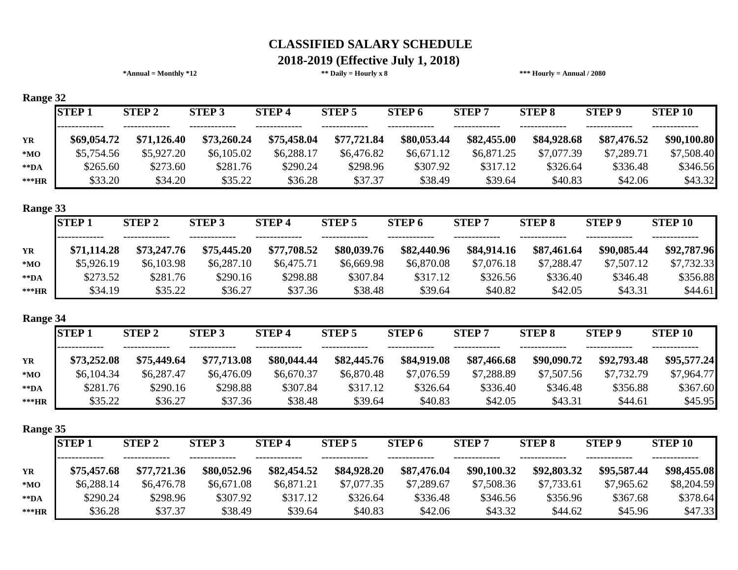# CLASSIFIED SALARY SCHEDULE

## 2018-2019 (Effective July 1, 2018)

*Annual = Monthly *12 ** Daily = Hourly x 8 *** Hourly = Annual / 2080

**Range 32**

| | STEP 1 | STEP 2 | STEP 3 | STEP 4 | STEP 5 | STEP 6 | STEP 7 | STEP 8 | STEP 9 | STEP 10 |
|---|---|---|---|---|---|---|---|---|---|---|
| **YR** | **$69,054.72** | **$71,126.40** | **$73,260.24** | **$75,458.04** | **$77,721.84** | **$80,053.44** | **$82,455.00** | **$84,928.68** | **$87,476.52** | **$90,100.80** |
| ***MO** | $5,754.56 | $5,927.20 | $6,105.02 | $6,288.17 | $6,476.82 | $6,671.12 | $6,871.25 | $7,077.39 | $7,289.71 | $7,508.40 |
| ****DA** | $265.60 | $273.60 | $281.76 | $290.24 | $298.96 | $307.92 | $317.12 | $326.64 | $336.48 | $346.56 |
| *****HR** | $33.20 | $34.20 | $35.22 | $36.28 | $37.37 | $38.49 | $39.64 | $40.83 | $42.06 | $43.32 |

**Range 33**

| | STEP 1 | STEP 2 | STEP 3 | STEP 4 | STEP 5 | STEP 6 | STEP 7 | STEP 8 | STEP 9 | STEP 10 |
|---|---|---|---|---|---|---|---|---|---|---|
| **YR** | **$71,114.28** | **$73,247.76** | **$75,445.20** | **$77,708.52** | **$80,039.76** | **$82,440.96** | **$84,914.16** | **$87,461.64** | **$90,085.44** | **$92,787.96** |
| ***MO** | $5,926.19 | $6,103.98 | $6,287.10 | $6,475.71 | $6,669.98 | $6,870.08 | $7,076.18 | $7,288.47 | $7,507.12 | $7,732.33 |
| ****DA** | $273.52 | $281.76 | $290.16 | $298.88 | $307.84 | $317.12 | $326.56 | $336.40 | $346.48 | $356.88 |
| *****HR** | $34.19 | $35.22 | $36.27 | $37.36 | $38.48 | $39.64 | $40.82 | $42.05 | $43.31 | $44.61 |

**Range 34**

| | STEP 1 | STEP 2 | STEP 3 | STEP 4 | STEP 5 | STEP 6 | STEP 7 | STEP 8 | STEP 9 | STEP 10 |
|---|---|---|---|---|---|---|---|---|---|---|
| **YR** | **$73,252.08** | **$75,449.64** | **$77,713.08** | **$80,044.44** | **$82,445.76** | **$84,919.08** | **$87,466.68** | **$90,090.72** | **$92,793.48** | **$95,577.24** |
| ***MO** | $6,104.34 | $6,287.47 | $6,476.09 | $6,670.37 | $6,870.48 | $7,076.59 | $7,288.89 | $7,507.56 | $7,732.79 | $7,964.77 |
| ****DA** | $281.76 | $290.16 | $298.88 | $307.84 | $317.12 | $326.64 | $336.40 | $346.48 | $356.88 | $367.60 |
| *****HR** | $35.22 | $36.27 | $37.36 | $38.48 | $39.64 | $40.83 | $42.05 | $43.31 | $44.61 | $45.95 |

**Range 35**

| | STEP 1 | STEP 2 | STEP 3 | STEP 4 | STEP 5 | STEP 6 | STEP 7 | STEP 8 | STEP 9 | STEP 10 |
|---|---|---|---|---|---|---|---|---|---|---|
| **YR** | **$75,457.68** | **$77,721.36** | **$80,052.96** | **$82,454.52** | **$84,928.20** | **$87,476.04** | **$90,100.32** | **$92,803.32** | **$95,587.44** | **$98,455.08** |
| ***MO** | $6,288.14 | $6,476.78 | $6,671.08 | $6,871.21 | $7,077.35 | $7,289.67 | $7,508.36 | $7,733.61 | $7,965.62 | $8,204.59 |
| ****DA** | $290.24 | $298.96 | $307.92 | $317.12 | $326.64 | $336.48 | $346.56 | $356.96 | $367.68 | $378.64 |
| *****HR** | $36.28 | $37.37 | $38.49 | $39.64 | $40.83 | $42.06 | $43.32 | $44.62 | $45.96 | $47.33 |